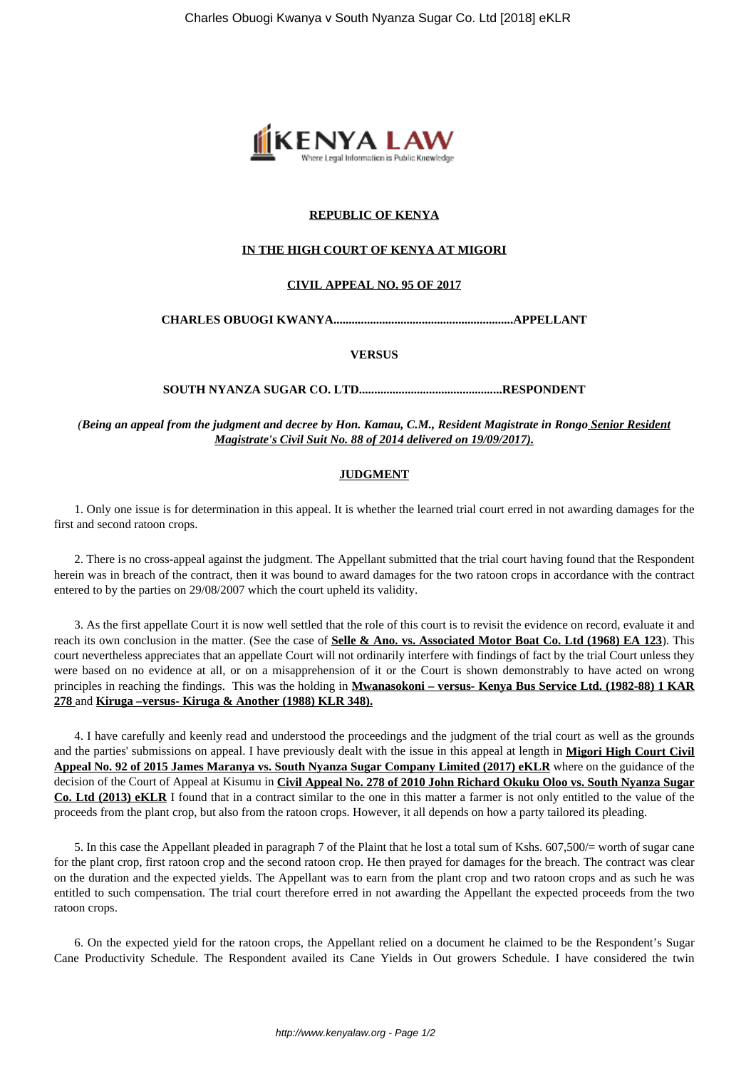**REPUBLIC OF KENYA**

**IN THE HIGH COURT OF KENYA AT MIGORI**

**CIVIL APPEAL NO. 95 OF 2017**

**CHARLES OBUOGI KWANYA...........................................................APPELLANT**

**VERSUS**

**SOUTH NYANZA SUGAR CO. LTD...............................................RESPONDENT**

*(**Being an appeal from the judgment and decree by Hon. Kamau, C.M., Resident Magistrate in Rongo Senior Resident Magistrate's Civil Suit No. 88 of 2014 delivered on 19/09/2017).***

**JUDGMENT**

1. Only one issue is for determination in this appeal. It is whether the learned trial court erred in not awarding damages for the first and second ratoon crops.

2. There is no cross-appeal against the judgment. The Appellant submitted that the trial court having found that the Respondent herein was in breach of the contract, then it was bound to award damages for the two ratoon crops in accordance with the contract entered to by the parties on 29/08/2007 which the court upheld its validity.

3. As the first appellate Court it is now well settled that the role of this court is to revisit the evidence on record, evaluate it and reach its own conclusion in the matter. (See the case of **Selle & Ano. vs. Associated Motor Boat Co. Ltd (1968) EA 123**). This court nevertheless appreciates that an appellate Court will not ordinarily interfere with findings of fact by the trial Court unless they were based on no evidence at all, or on a misapprehension of it or the Court is shown demonstrably to have acted on wrong principles in reaching the findings. This was the holding in **Mwanasokoni – versus- Kenya Bus Service Ltd. (1982-88) 1 KAR 278** and **Kiruga –versus- Kiruga & Another (1988) KLR 348).**

4. I have carefully and keenly read and understood the proceedings and the judgment of the trial court as well as the grounds and the parties' submissions on appeal. I have previously dealt with the issue in this appeal at length in **Migori High Court Civil Appeal No. 92 of 2015 James Maranya vs. South Nyanza Sugar Company Limited (2017) eKLR** where on the guidance of the decision of the Court of Appeal at Kisumu in **Civil Appeal No. 278 of 2010 John Richard Okuku Oloo vs. South Nyanza Sugar Co. Ltd (2013) eKLR** I found that in a contract similar to the one in this matter a farmer is not only entitled to the value of the proceeds from the plant crop, but also from the ratoon crops. However, it all depends on how a party tailored its pleading.

5. In this case the Appellant pleaded in paragraph 7 of the Plaint that he lost a total sum of Kshs. 607,500/= worth of sugar cane for the plant crop, first ratoon crop and the second ratoon crop. He then prayed for damages for the breach. The contract was clear on the duration and the expected yields. The Appellant was to earn from the plant crop and two ratoon crops and as such he was entitled to such compensation. The trial court therefore erred in not awarding the Appellant the expected proceeds from the two ratoon crops.

6. On the expected yield for the ratoon crops, the Appellant relied on a document he claimed to be the Respondent's Sugar Cane Productivity Schedule. The Respondent availed its Cane Yields in Out growers Schedule. I have considered the twin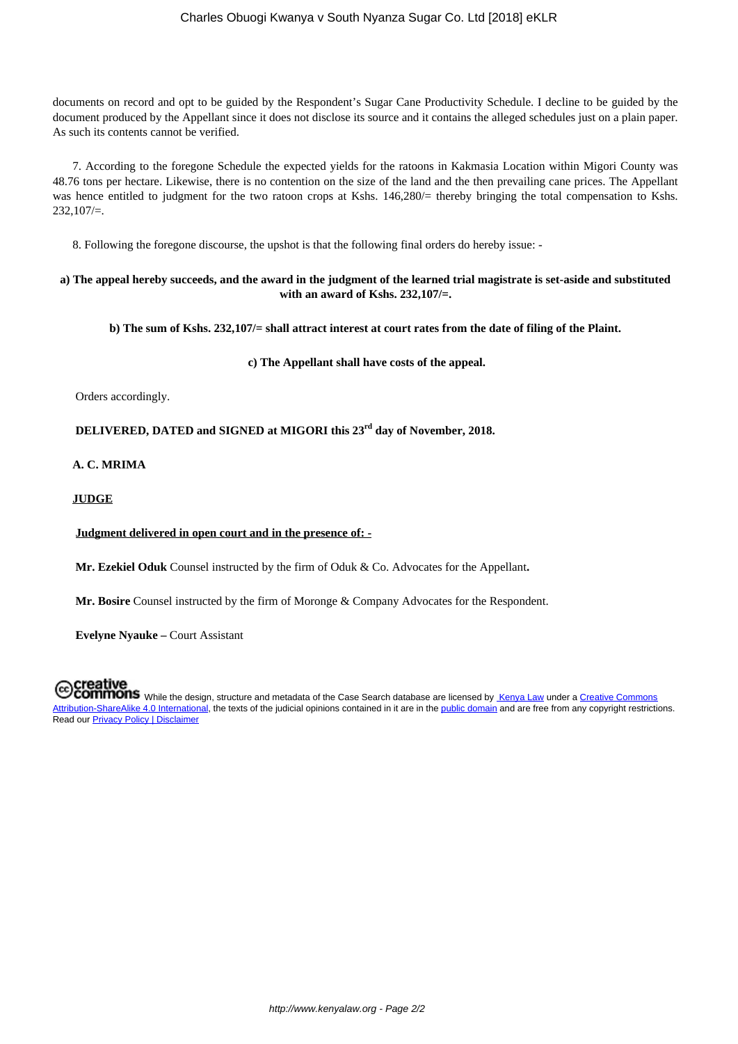documents on record and opt to be guided by the Respondent's Sugar Cane Productivity Schedule. I decline to be guided by the document produced by the Appellant since it does not disclose its source and it contains the alleged schedules just on a plain paper. As such its contents cannot be verified.

7. According to the foregone Schedule the expected yields for the ratoons in Kakmasia Location within Migori County was 48.76 tons per hectare. Likewise, there is no contention on the size of the land and the then prevailing cane prices. The Appellant was hence entitled to judgment for the two ratoon crops at Kshs. 146,280/= thereby bringing the total compensation to Kshs. 232,107/=.

8. Following the foregone discourse, the upshot is that the following final orders do hereby issue: -

**a) The appeal hereby succeeds, and the award in the judgment of the learned trial magistrate is set-aside and substituted with an award of Kshs. 232,107/=.**

**b) The sum of Kshs. 232,107/= shall attract interest at court rates from the date of filing of the Plaint.**

**c) The Appellant shall have costs of the appeal.**

Orders accordingly.

**DELIVERED, DATED and SIGNED at MIGORI this 23rd day of November, 2018.**

**A. C. MRIMA**

**JUDGE**

**Judgment delivered in open court and in the presence of: -**

**Mr. Ezekiel Oduk** Counsel instructed by the firm of Oduk & Co. Advocates for the Appellant**.**

**Mr. Bosire** Counsel instructed by the firm of Moronge & Company Advocates for the Respondent.

**Evelyne Nyauke –** Court Assistant

While the design, structure and metadata of the Case Search database are licensed by Kenya Law under a Creative Commons Attribution-ShareAlike 4.0 International, the texts of the judicial opinions contained in it are in the public domain and are free from any copyright restrictions. Read our Privacy Policy | Disclaimer